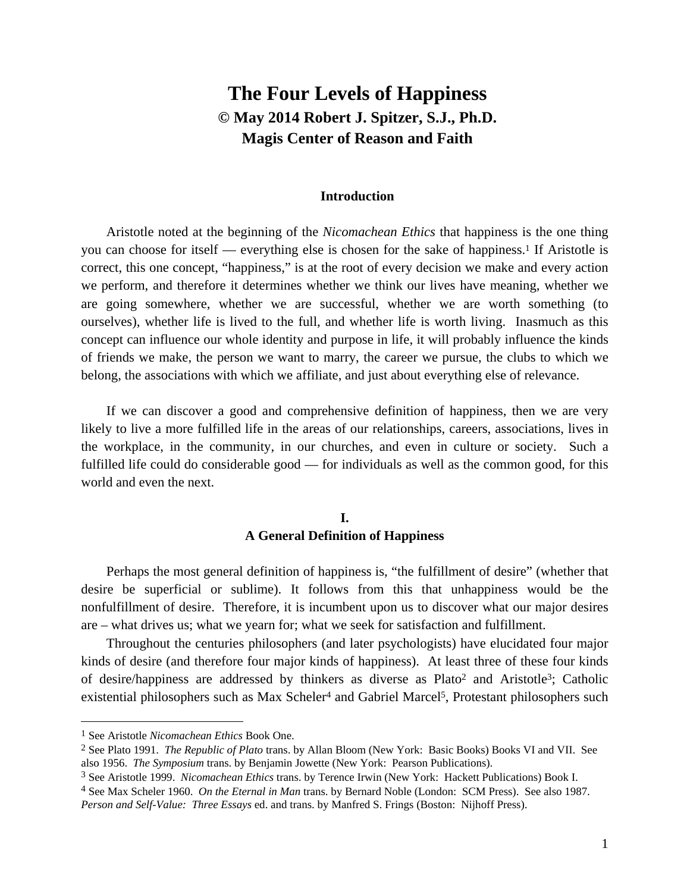# The Four Levels of Happiness

**© May 2014 Robert J. Spitzer, S.J., Ph.D.**

**Magis Center of Reason and Faith**

## Introduction

Aristotle noted at the beginning of the *Nicomachean Ethics* that happiness is the one thing you can choose for itself — everything else is chosen for the sake of happiness.[1] If Aristotle is correct, this one concept, "happiness," is at the root of every decision we make and every action we perform, and therefore it determines whether we think our lives have meaning, whether we are going somewhere, whether we are successful, whether we are worth something (to ourselves), whether life is lived to the full, and whether life is worth living. Inasmuch as this concept can influence our whole identity and purpose in life, it will probably influence the kinds of friends we make, the person we want to marry, the career we pursue, the clubs to which we belong, the associations with which we affiliate, and just about everything else of relevance.

If we can discover a good and comprehensive definition of happiness, then we are very likely to live a more fulfilled life in the areas of our relationships, careers, associations, lives in the workplace, in the community, in our churches, and even in culture or society. Such a fulfilled life could do considerable good — for individuals as well as the common good, for this world and even the next.

## I. A General Definition of Happiness

Perhaps the most general definition of happiness is, "the fulfillment of desire" (whether that desire be superficial or sublime). It follows from this that unhappiness would be the nonfulfillment of desire. Therefore, it is incumbent upon us to discover what our major desires are – what drives us; what we yearn for; what we seek for satisfaction and fulfillment.

Throughout the centuries philosophers (and later psychologists) have elucidated four major kinds of desire (and therefore four major kinds of happiness). At least three of these four kinds of desire/happiness are addressed by thinkers as diverse as Plato[2] and Aristotle[3]; Catholic existential philosophers such as Max Scheler[4] and Gabriel Marcel[5], Protestant philosophers such

---

[1] See Aristotle *Nicomachean Ethics* Book One.

[2] See Plato 1991. *The Republic of Plato* trans. by Allan Bloom (New York: Basic Books) Books VI and VII. See also 1956. *The Symposium* trans. by Benjamin Jowette (New York: Pearson Publications).

[3] See Aristotle 1999. *Nicomachean Ethics* trans. by Terence Irwin (New York: Hackett Publications) Book I.

[4] See Max Scheler 1960. *On the Eternal in Man* trans. by Bernard Noble (London: SCM Press). See also 1987. *Person and Self-Value: Three Essays* ed. and trans. by Manfred S. Frings (Boston: Nijhoff Press).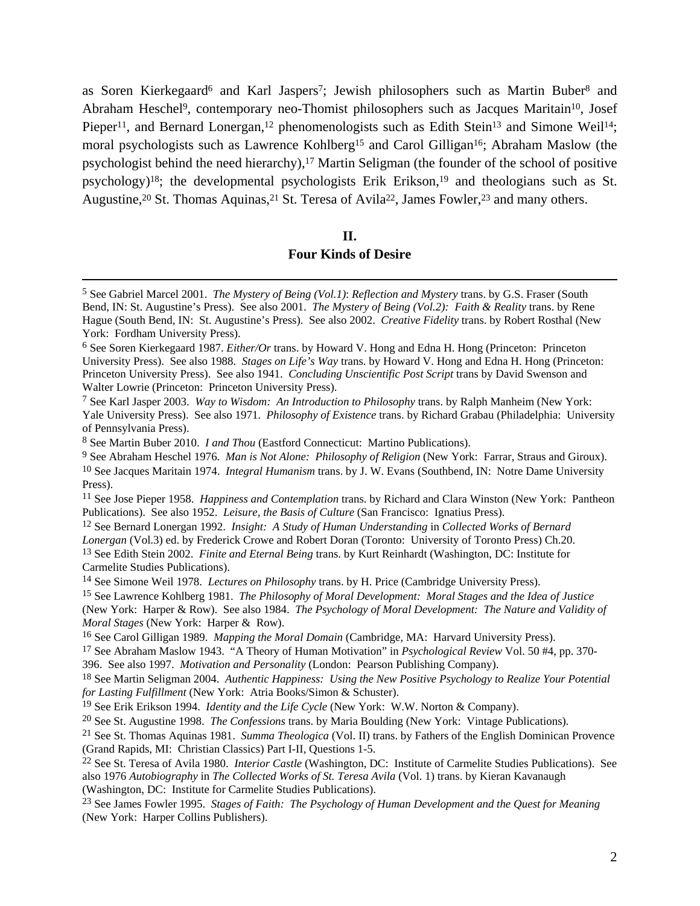as Soren Kierkegaard[6] and Karl Jaspers[7]; Jewish philosophers such as Martin Buber[8] and Abraham Heschel[9], contemporary neo-Thomist philosophers such as Jacques Maritain[10], Josef Pieper[11], and Bernard Lonergan,[12] phenomenologists such as Edith Stein[13] and Simone Weil[14]; moral psychologists such as Lawrence Kohlberg[15] and Carol Gilligan[16]; Abraham Maslow (the psychologist behind the need hierarchy),[17] Martin Seligman (the founder of the school of positive psychology)[18]; the developmental psychologists Erik Erikson,[19] and theologians such as St. Augustine,[20] St. Thomas Aquinas,[21] St. Teresa of Avila[22], James Fowler,[23] and many others.

## II.
## Four Kinds of Desire

---

[5] See Gabriel Marcel 2001. *The Mystery of Being (Vol.1)*: *Reflection and Mystery* trans. by G.S. Fraser (South Bend, IN: St. Augustine's Press). See also 2001. *The Mystery of Being (Vol.2): Faith & Reality* trans. by Rene Hague (South Bend, IN: St. Augustine's Press). See also 2002. *Creative Fidelity* trans. by Robert Rosthal (New York: Fordham University Press).

[6] See Soren Kierkegaard 1987. *Either/Or* trans. by Howard V. Hong and Edna H. Hong (Princeton: Princeton University Press). See also 1988. *Stages on Life's Way* trans. by Howard V. Hong and Edna H. Hong (Princeton: Princeton University Press). See also 1941. *Concluding Unscientific Post Script* trans by David Swenson and Walter Lowrie (Princeton: Princeton University Press).

[7] See Karl Jasper 2003. *Way to Wisdom: An Introduction to Philosophy* trans. by Ralph Manheim (New York: Yale University Press). See also 1971. *Philosophy of Existence* trans. by Richard Grabau (Philadelphia: University of Pennsylvania Press).

[8] See Martin Buber 2010. *I and Thou* (Eastford Connecticut: Martino Publications).

[9] See Abraham Heschel 1976. *Man is Not Alone: Philosophy of Religion* (New York: Farrar, Straus and Giroux).

[10] See Jacques Maritain 1974. *Integral Humanism* trans. by J. W. Evans (Southbend, IN: Notre Dame University Press).

[11] See Jose Pieper 1958. *Happiness and Contemplation* trans. by Richard and Clara Winston (New York: Pantheon Publications). See also 1952. *Leisure, the Basis of Culture* (San Francisco: Ignatius Press).

[12] See Bernard Lonergan 1992. *Insight: A Study of Human Understanding* in *Collected Works of Bernard Lonergan* (Vol.3) ed. by Frederick Crowe and Robert Doran (Toronto: University of Toronto Press) Ch.20.

[13] See Edith Stein 2002. *Finite and Eternal Being* trans. by Kurt Reinhardt (Washington, DC: Institute for Carmelite Studies Publications).

[14] See Simone Weil 1978. *Lectures on Philosophy* trans. by H. Price (Cambridge University Press).

[15] See Lawrence Kohlberg 1981. *The Philosophy of Moral Development: Moral Stages and the Idea of Justice* (New York: Harper & Row). See also 1984. *The Psychology of Moral Development: The Nature and Validity of Moral Stages* (New York: Harper & Row).

[16] See Carol Gilligan 1989. *Mapping the Moral Domain* (Cambridge, MA: Harvard University Press).

[17] See Abraham Maslow 1943. "A Theory of Human Motivation" in *Psychological Review* Vol. 50 #4, pp. 370-396. See also 1997. *Motivation and Personality* (London: Pearson Publishing Company).

[18] See Martin Seligman 2004. *Authentic Happiness: Using the New Positive Psychology to Realize Your Potential for Lasting Fulfillment* (New York: Atria Books/Simon & Schuster).

[19] See Erik Erikson 1994. *Identity and the Life Cycle* (New York: W.W. Norton & Company).

[20] See St. Augustine 1998. *The Confessions* trans. by Maria Boulding (New York: Vintage Publications).

[21] See St. Thomas Aquinas 1981. *Summa Theologica* (Vol. II) trans. by Fathers of the English Dominican Provence (Grand Rapids, MI: Christian Classics) Part I-II, Questions 1-5.

[22] See St. Teresa of Avila 1980. *Interior Castle* (Washington, DC: Institute of Carmelite Studies Publications). See also 1976 *Autobiography* in *The Collected Works of St. Teresa Avila* (Vol. 1) trans. by Kieran Kavanaugh (Washington, DC: Institute for Carmelite Studies Publications).

[23] See James Fowler 1995. *Stages of Faith: The Psychology of Human Development and the Quest for Meaning* (New York: Harper Collins Publishers).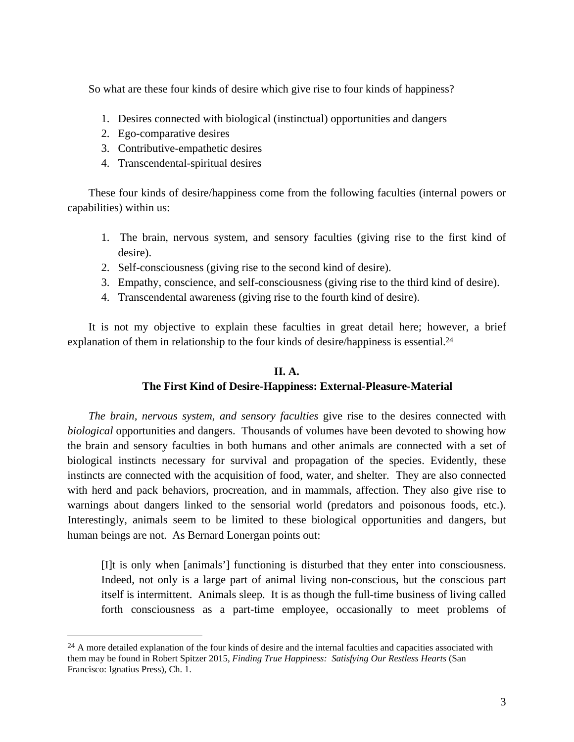So what are these four kinds of desire which give rise to four kinds of happiness?

1. Desires connected with biological (instinctual) opportunities and dangers
2. Ego-comparative desires
3. Contributive-empathetic desires
4. Transcendental-spiritual desires

These four kinds of desire/happiness come from the following faculties (internal powers or capabilities) within us:

1. The brain, nervous system, and sensory faculties (giving rise to the first kind of desire).
2. Self-consciousness (giving rise to the second kind of desire).
3. Empathy, conscience, and self-consciousness (giving rise to the third kind of desire).
4. Transcendental awareness (giving rise to the fourth kind of desire).

It is not my objective to explain these faculties in great detail here; however, a brief explanation of them in relationship to the four kinds of desire/happiness is essential.[24]

## II. A.
## The First Kind of Desire-Happiness: External-Pleasure-Material

*The brain, nervous system, and sensory faculties* give rise to the desires connected with *biological* opportunities and dangers. Thousands of volumes have been devoted to showing how the brain and sensory faculties in both humans and other animals are connected with a set of biological instincts necessary for survival and propagation of the species. Evidently, these instincts are connected with the acquisition of food, water, and shelter. They are also connected with herd and pack behaviors, procreation, and in mammals, affection. They also give rise to warnings about dangers linked to the sensorial world (predators and poisonous foods, etc.). Interestingly, animals seem to be limited to these biological opportunities and dangers, but human beings are not. As Bernard Lonergan points out:

> [I]t is only when [animals'] functioning is disturbed that they enter into consciousness. Indeed, not only is a large part of animal living non-conscious, but the conscious part itself is intermittent. Animals sleep. It is as though the full-time business of living called forth consciousness as a part-time employee, occasionally to meet problems of

---

[24] A more detailed explanation of the four kinds of desire and the internal faculties and capacities associated with them may be found in Robert Spitzer 2015, *Finding True Happiness: Satisfying Our Restless Hearts* (San Francisco: Ignatius Press), Ch. 1.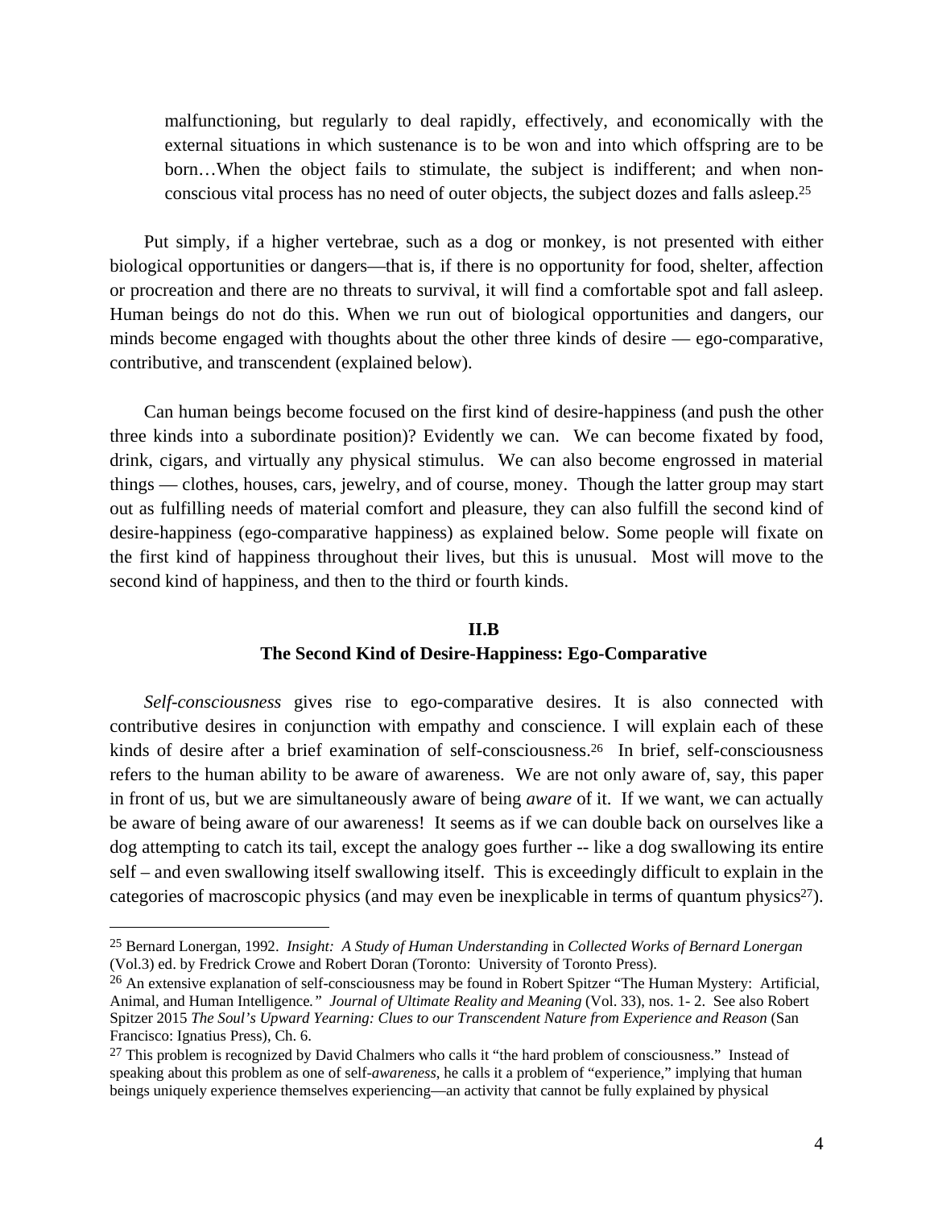> malfunctioning, but regularly to deal rapidly, effectively, and economically with the external situations in which sustenance is to be won and into which offspring are to be born…When the object fails to stimulate, the subject is indifferent; and when non-conscious vital process has no need of outer objects, the subject dozes and falls asleep.[25]

Put simply, if a higher vertebrae, such as a dog or monkey, is not presented with either biological opportunities or dangers—that is, if there is no opportunity for food, shelter, affection or procreation and there are no threats to survival, it will find a comfortable spot and fall asleep. Human beings do not do this. When we run out of biological opportunities and dangers, our minds become engaged with thoughts about the other three kinds of desire — ego-comparative, contributive, and transcendent (explained below).

Can human beings become focused on the first kind of desire-happiness (and push the other three kinds into a subordinate position)? Evidently we can. We can become fixated by food, drink, cigars, and virtually any physical stimulus. We can also become engrossed in material things — clothes, houses, cars, jewelry, and of course, money. Though the latter group may start out as fulfilling needs of material comfort and pleasure, they can also fulfill the second kind of desire-happiness (ego-comparative happiness) as explained below. Some people will fixate on the first kind of happiness throughout their lives, but this is unusual. Most will move to the second kind of happiness, and then to the third or fourth kinds.

## II.B
## The Second Kind of Desire-Happiness: Ego-Comparative

*Self-consciousness* gives rise to ego-comparative desires. It is also connected with contributive desires in conjunction with empathy and conscience. I will explain each of these kinds of desire after a brief examination of self-consciousness.[26] In brief, self-consciousness refers to the human ability to be aware of awareness. We are not only aware of, say, this paper in front of us, but we are simultaneously aware of being *aware* of it. If we want, we can actually be aware of being aware of our awareness! It seems as if we can double back on ourselves like a dog attempting to catch its tail, except the analogy goes further -- like a dog swallowing its entire self – and even swallowing itself swallowing itself. This is exceedingly difficult to explain in the categories of macroscopic physics (and may even be inexplicable in terms of quantum physics[27]).

---

[25] Bernard Lonergan, 1992. *Insight: A Study of Human Understanding* in *Collected Works of Bernard Lonergan* (Vol.3) ed. by Fredrick Crowe and Robert Doran (Toronto: University of Toronto Press).

[26] An extensive explanation of self-consciousness may be found in Robert Spitzer "The Human Mystery: Artificial, Animal, and Human Intelligence." *Journal of Ultimate Reality and Meaning* (Vol. 33), nos. 1- 2. See also Robert Spitzer 2015 *The Soul's Upward Yearning: Clues to our Transcendent Nature from Experience and Reason* (San Francisco: Ignatius Press), Ch. 6.

[27] This problem is recognized by David Chalmers who calls it "the hard problem of consciousness." Instead of speaking about this problem as one of self-*awareness*, he calls it a problem of "experience," implying that human beings uniquely experience themselves experiencing—an activity that cannot be fully explained by physical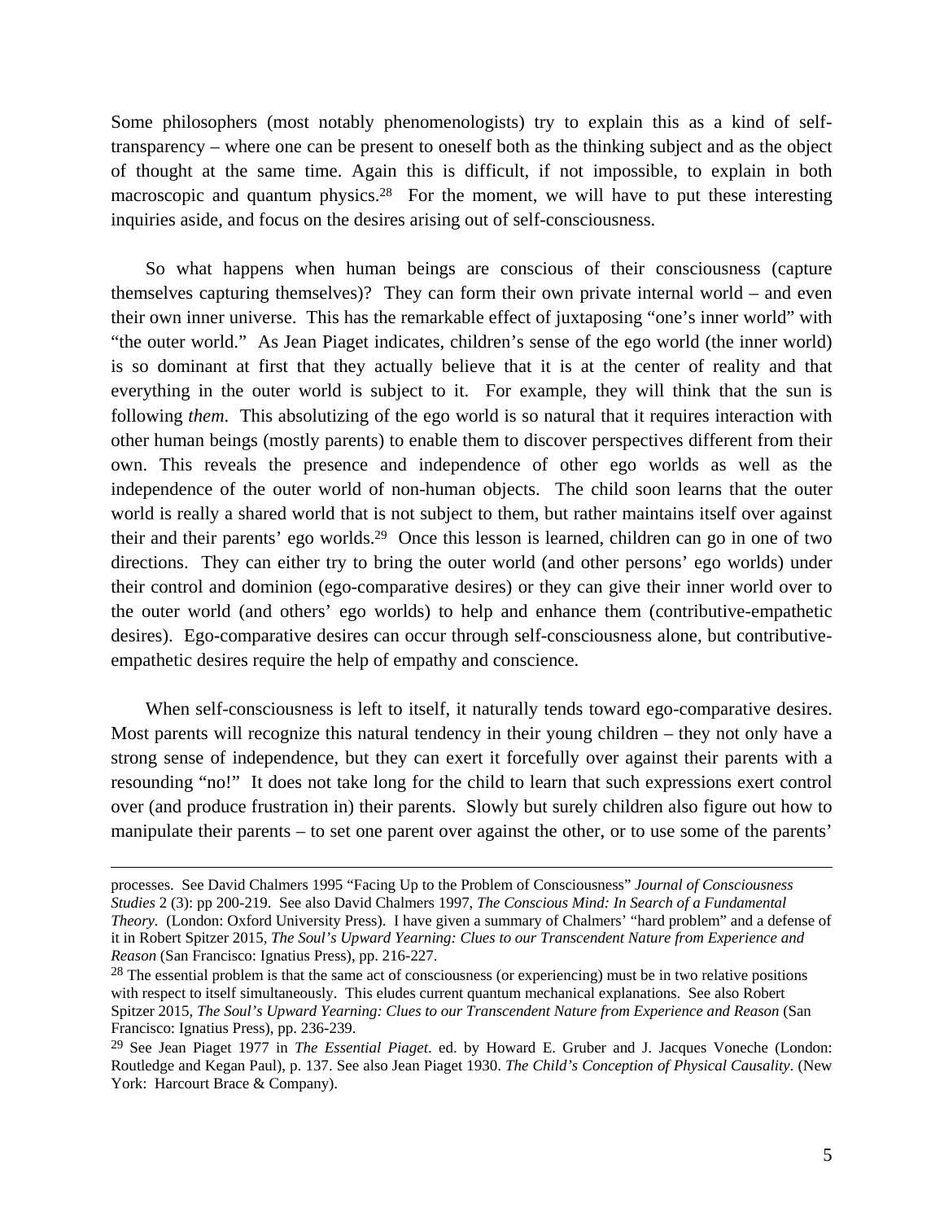Some philosophers (most notably phenomenologists) try to explain this as a kind of self-transparency – where one can be present to oneself both as the thinking subject and as the object of thought at the same time. Again this is difficult, if not impossible, to explain in both macroscopic and quantum physics.[28] For the moment, we will have to put these interesting inquiries aside, and focus on the desires arising out of self-consciousness.

So what happens when human beings are conscious of their consciousness (capture themselves capturing themselves)? They can form their own private internal world – and even their own inner universe. This has the remarkable effect of juxtaposing "one's inner world" with "the outer world." As Jean Piaget indicates, children's sense of the ego world (the inner world) is so dominant at first that they actually believe that it is at the center of reality and that everything in the outer world is subject to it. For example, they will think that the sun is following *them*. This absolutizing of the ego world is so natural that it requires interaction with other human beings (mostly parents) to enable them to discover perspectives different from their own. This reveals the presence and independence of other ego worlds as well as the independence of the outer world of non-human objects. The child soon learns that the outer world is really a shared world that is not subject to them, but rather maintains itself over against their and their parents' ego worlds.[29] Once this lesson is learned, children can go in one of two directions. They can either try to bring the outer world (and other persons' ego worlds) under their control and dominion (ego-comparative desires) or they can give their inner world over to the outer world (and others' ego worlds) to help and enhance them (contributive-empathetic desires). Ego-comparative desires can occur through self-consciousness alone, but contributive-empathetic desires require the help of empathy and conscience.

When self-consciousness is left to itself, it naturally tends toward ego-comparative desires. Most parents will recognize this natural tendency in their young children – they not only have a strong sense of independence, but they can exert it forcefully over against their parents with a resounding "no!" It does not take long for the child to learn that such expressions exert control over (and produce frustration in) their parents. Slowly but surely children also figure out how to manipulate their parents – to set one parent over against the other, or to use some of the parents'

---

processes. See David Chalmers 1995 "Facing Up to the Problem of Consciousness" *Journal of Consciousness Studies* 2 (3): pp 200-219. See also David Chalmers 1997, *The Conscious Mind: In Search of a Fundamental Theory*. (London: Oxford University Press). I have given a summary of Chalmers' "hard problem" and a defense of it in Robert Spitzer 2015, *The Soul's Upward Yearning: Clues to our Transcendent Nature from Experience and Reason* (San Francisco: Ignatius Press), pp. 216-227.

[28] The essential problem is that the same act of consciousness (or experiencing) must be in two relative positions with respect to itself simultaneously. This eludes current quantum mechanical explanations. See also Robert Spitzer 2015, *The Soul's Upward Yearning: Clues to our Transcendent Nature from Experience and Reason* (San Francisco: Ignatius Press), pp. 236-239.

[29] See Jean Piaget 1977 in *The Essential Piaget*. ed. by Howard E. Gruber and J. Jacques Voneche (London: Routledge and Kegan Paul), p. 137. See also Jean Piaget 1930. *The Child's Conception of Physical Causality*. (New York: Harcourt Brace & Company).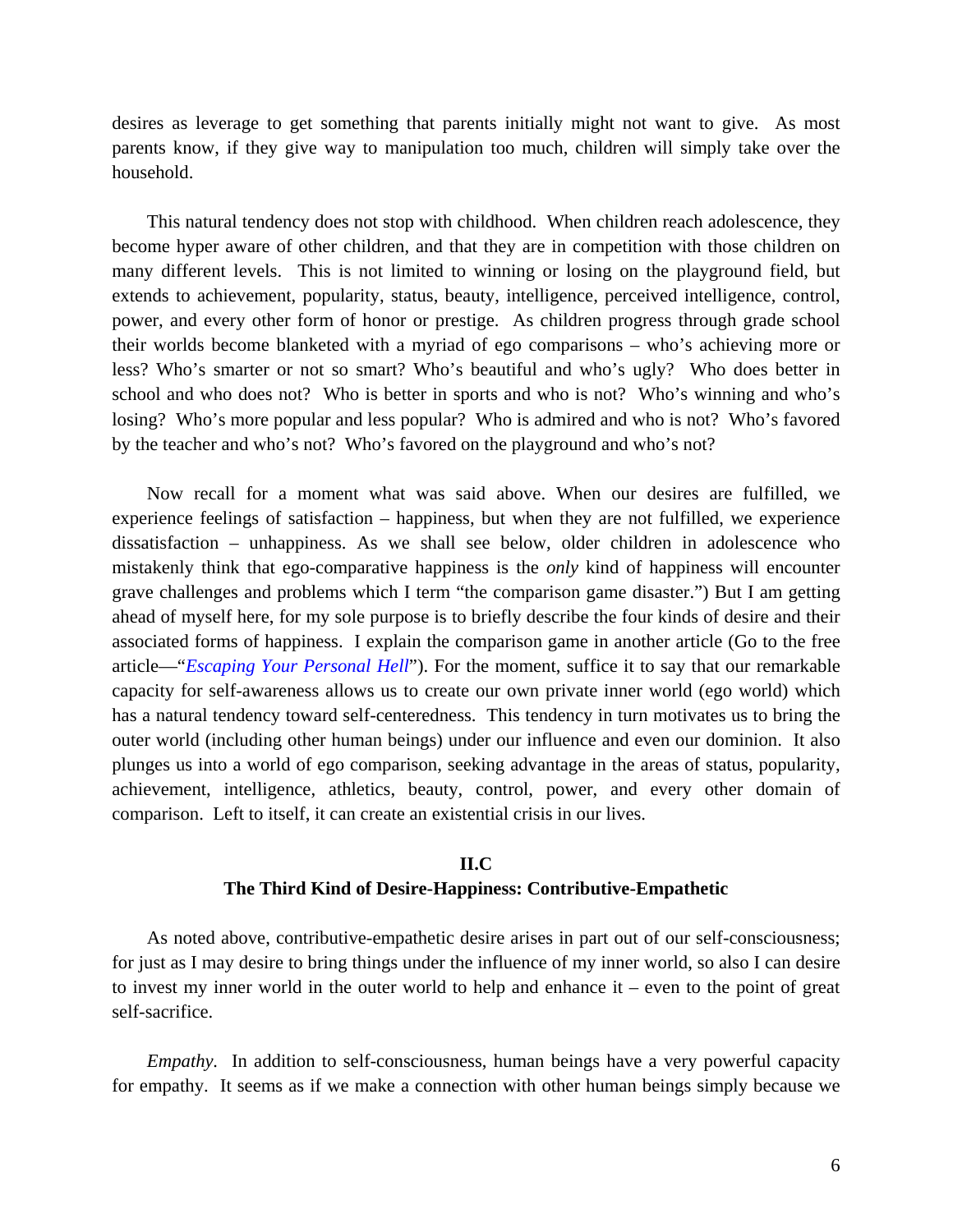desires as leverage to get something that parents initially might not want to give. As most parents know, if they give way to manipulation too much, children will simply take over the household.

This natural tendency does not stop with childhood. When children reach adolescence, they become hyper aware of other children, and that they are in competition with those children on many different levels. This is not limited to winning or losing on the playground field, but extends to achievement, popularity, status, beauty, intelligence, perceived intelligence, control, power, and every other form of honor or prestige. As children progress through grade school their worlds become blanketed with a myriad of ego comparisons – who's achieving more or less? Who's smarter or not so smart? Who's beautiful and who's ugly? Who does better in school and who does not? Who is better in sports and who is not? Who's winning and who's losing? Who's more popular and less popular? Who is admired and who is not? Who's favored by the teacher and who's not? Who's favored on the playground and who's not?

Now recall for a moment what was said above. When our desires are fulfilled, we experience feelings of satisfaction – happiness, but when they are not fulfilled, we experience dissatisfaction – unhappiness. As we shall see below, older children in adolescence who mistakenly think that ego-comparative happiness is the *only* kind of happiness will encounter grave challenges and problems which I term "the comparison game disaster.") But I am getting ahead of myself here, for my sole purpose is to briefly describe the four kinds of desire and their associated forms of happiness. I explain the comparison game in another article (Go to the free article—"*Escaping Your Personal Hell*"). For the moment, suffice it to say that our remarkable capacity for self-awareness allows us to create our own private inner world (ego world) which has a natural tendency toward self-centeredness. This tendency in turn motivates us to bring the outer world (including other human beings) under our influence and even our dominion. It also plunges us into a world of ego comparison, seeking advantage in the areas of status, popularity, achievement, intelligence, athletics, beauty, control, power, and every other domain of comparison. Left to itself, it can create an existential crisis in our lives.

## II.C
## The Third Kind of Desire-Happiness: Contributive-Empathetic

As noted above, contributive-empathetic desire arises in part out of our self-consciousness; for just as I may desire to bring things under the influence of my inner world, so also I can desire to invest my inner world in the outer world to help and enhance it – even to the point of great self-sacrifice.

*Empathy*. In addition to self-consciousness, human beings have a very powerful capacity for empathy. It seems as if we make a connection with other human beings simply because we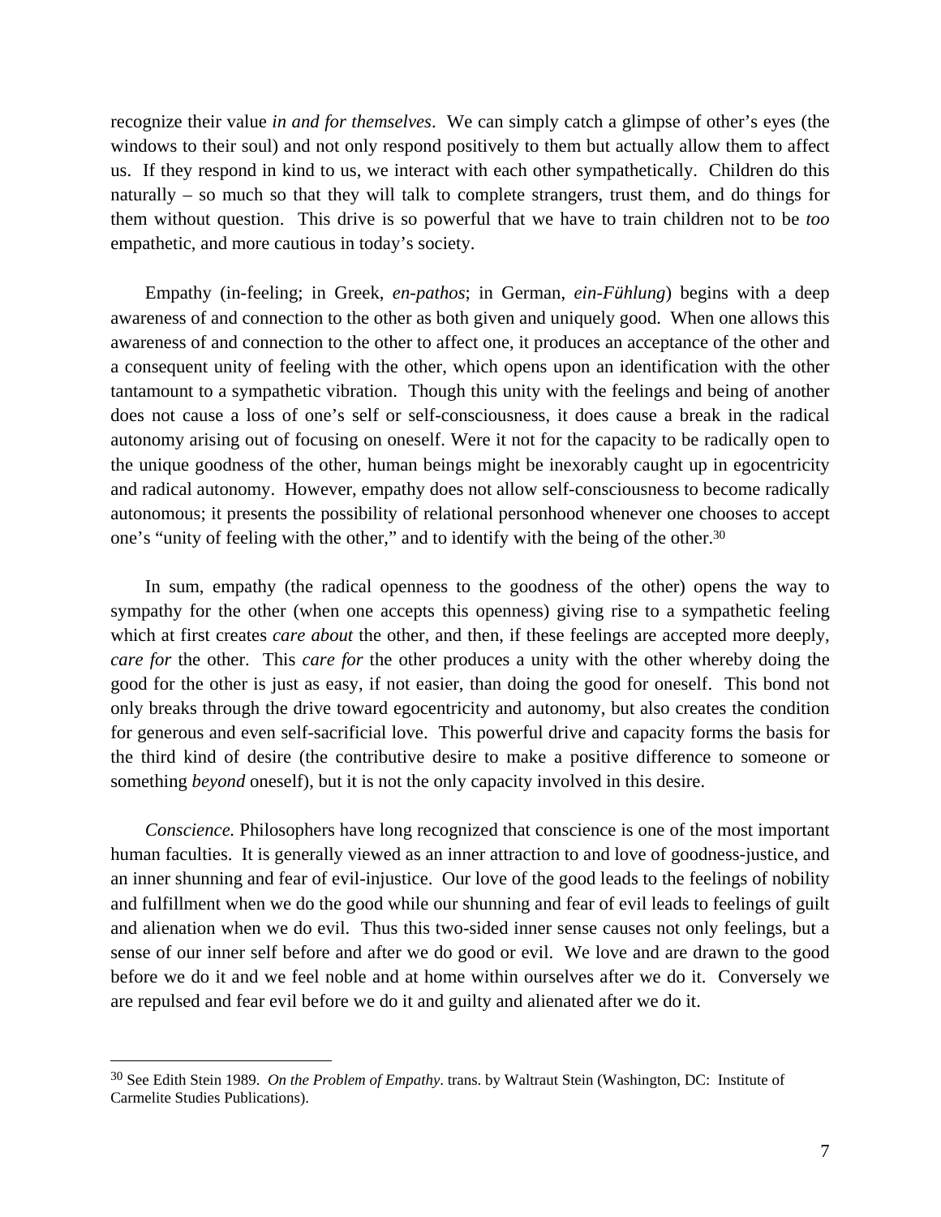recognize their value *in and for themselves*. We can simply catch a glimpse of other's eyes (the windows to their soul) and not only respond positively to them but actually allow them to affect us. If they respond in kind to us, we interact with each other sympathetically. Children do this naturally – so much so that they will talk to complete strangers, trust them, and do things for them without question. This drive is so powerful that we have to train children not to be *too* empathetic, and more cautious in today's society.

Empathy (in-feeling; in Greek, *en-pathos*; in German, *ein-Fühlung*) begins with a deep awareness of and connection to the other as both given and uniquely good. When one allows this awareness of and connection to the other to affect one, it produces an acceptance of the other and a consequent unity of feeling with the other, which opens upon an identification with the other tantamount to a sympathetic vibration. Though this unity with the feelings and being of another does not cause a loss of one's self or self-consciousness, it does cause a break in the radical autonomy arising out of focusing on oneself. Were it not for the capacity to be radically open to the unique goodness of the other, human beings might be inexorably caught up in egocentricity and radical autonomy. However, empathy does not allow self-consciousness to become radically autonomous; it presents the possibility of relational personhood whenever one chooses to accept one's "unity of feeling with the other," and to identify with the being of the other.[30]

In sum, empathy (the radical openness to the goodness of the other) opens the way to sympathy for the other (when one accepts this openness) giving rise to a sympathetic feeling which at first creates *care about* the other, and then, if these feelings are accepted more deeply, *care for* the other. This *care for* the other produces a unity with the other whereby doing the good for the other is just as easy, if not easier, than doing the good for oneself. This bond not only breaks through the drive toward egocentricity and autonomy, but also creates the condition for generous and even self-sacrificial love. This powerful drive and capacity forms the basis for the third kind of desire (the contributive desire to make a positive difference to someone or something *beyond* oneself), but it is not the only capacity involved in this desire.

*Conscience.* Philosophers have long recognized that conscience is one of the most important human faculties. It is generally viewed as an inner attraction to and love of goodness-justice, and an inner shunning and fear of evil-injustice. Our love of the good leads to the feelings of nobility and fulfillment when we do the good while our shunning and fear of evil leads to feelings of guilt and alienation when we do evil. Thus this two-sided inner sense causes not only feelings, but a sense of our inner self before and after we do good or evil. We love and are drawn to the good before we do it and we feel noble and at home within ourselves after we do it. Conversely we are repulsed and fear evil before we do it and guilty and alienated after we do it.

---

[30] See Edith Stein 1989. *On the Problem of Empathy*. trans. by Waltraut Stein (Washington, DC: Institute of Carmelite Studies Publications).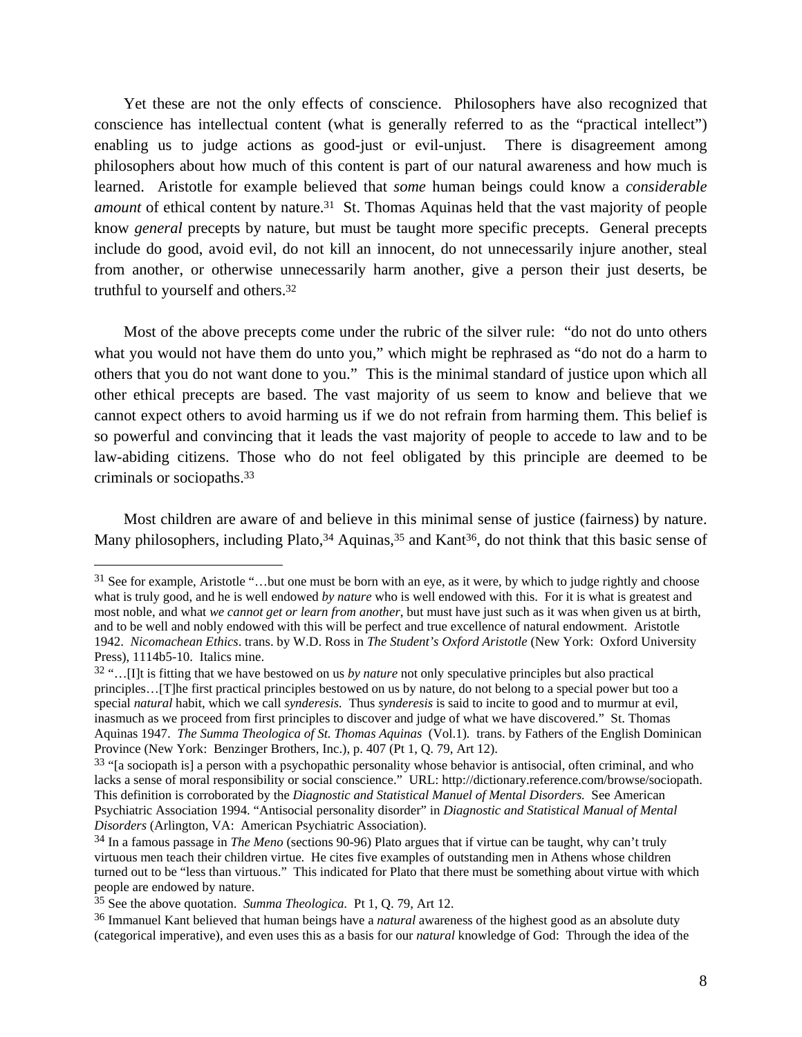Yet these are not the only effects of conscience. Philosophers have also recognized that conscience has intellectual content (what is generally referred to as the "practical intellect") enabling us to judge actions as good-just or evil-unjust. There is disagreement among philosophers about how much of this content is part of our natural awareness and how much is learned. Aristotle for example believed that *some* human beings could know a *considerable amount* of ethical content by nature.[31] St. Thomas Aquinas held that the vast majority of people know *general* precepts by nature, but must be taught more specific precepts. General precepts include do good, avoid evil, do not kill an innocent, do not unnecessarily injure another, steal from another, or otherwise unnecessarily harm another, give a person their just deserts, be truthful to yourself and others.[32]

Most of the above precepts come under the rubric of the silver rule: "do not do unto others what you would not have them do unto you," which might be rephrased as "do not do a harm to others that you do not want done to you." This is the minimal standard of justice upon which all other ethical precepts are based. The vast majority of us seem to know and believe that we cannot expect others to avoid harming us if we do not refrain from harming them. This belief is so powerful and convincing that it leads the vast majority of people to accede to law and to be law-abiding citizens. Those who do not feel obligated by this principle are deemed to be criminals or sociopaths.[33]

Most children are aware of and believe in this minimal sense of justice (fairness) by nature. Many philosophers, including Plato,[34] Aquinas,[35] and Kant[36], do not think that this basic sense of

---

[31] See for example, Aristotle "…but one must be born with an eye, as it were, by which to judge rightly and choose what is truly good, and he is well endowed *by nature* who is well endowed with this. For it is what is greatest and most noble, and what *we cannot get or learn from another*, but must have just such as it was when given us at birth, and to be well and nobly endowed with this will be perfect and true excellence of natural endowment. Aristotle 1942. *Nicomachean Ethics*. trans. by W.D. Ross in *The Student's Oxford Aristotle* (New York: Oxford University Press), 1114b5-10. Italics mine.

[32] "…[I]t is fitting that we have bestowed on us *by nature* not only speculative principles but also practical principles…[T]he first practical principles bestowed on us by nature, do not belong to a special power but too a special *natural* habit, which we call *synderesis*. Thus *synderesis* is said to incite to good and to murmur at evil, inasmuch as we proceed from first principles to discover and judge of what we have discovered." St. Thomas Aquinas 1947. *The Summa Theologica of St. Thomas Aquinas* (Vol.1). trans. by Fathers of the English Dominican Province (New York: Benzinger Brothers, Inc.), p. 407 (Pt 1, Q. 79, Art 12).

[33] "[a sociopath is] a person with a psychopathic personality whose behavior is antisocial, often criminal, and who lacks a sense of moral responsibility or social conscience." URL: http://dictionary.reference.com/browse/sociopath. This definition is corroborated by the *Diagnostic and Statistical Manuel of Mental Disorders.* See American Psychiatric Association 1994. "Antisocial personality disorder" in *Diagnostic and Statistical Manual of Mental Disorders* (Arlington, VA: American Psychiatric Association).

[34] In a famous passage in *The Meno* (sections 90-96) Plato argues that if virtue can be taught, why can't truly virtuous men teach their children virtue. He cites five examples of outstanding men in Athens whose children turned out to be "less than virtuous." This indicated for Plato that there must be something about virtue with which people are endowed by nature.

[35] See the above quotation. *Summa Theologica*. Pt 1, Q. 79, Art 12.

[36] Immanuel Kant believed that human beings have a *natural* awareness of the highest good as an absolute duty (categorical imperative), and even uses this as a basis for our *natural* knowledge of God: Through the idea of the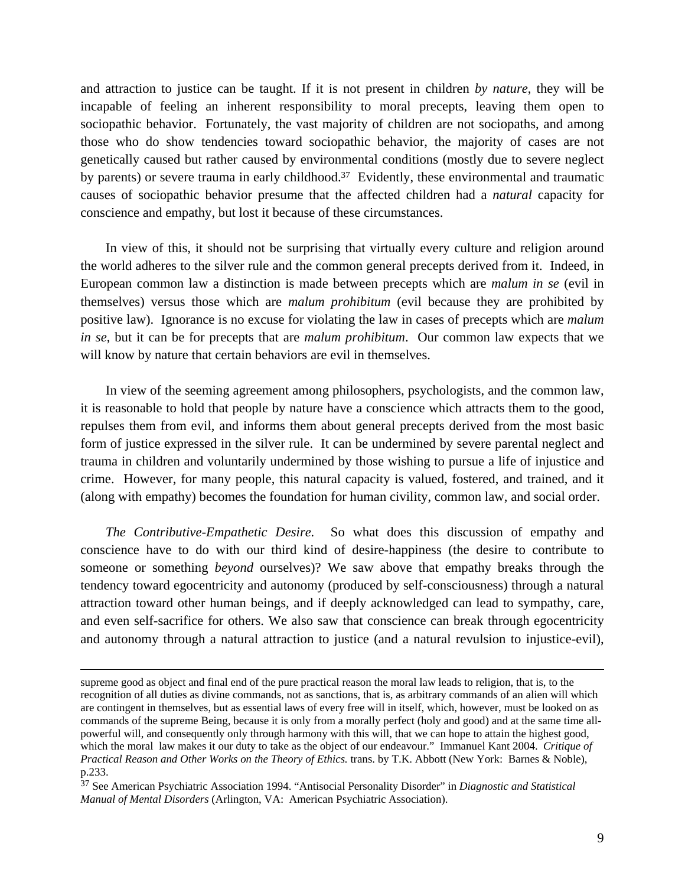and attraction to justice can be taught. If it is not present in children *by nature*, they will be incapable of feeling an inherent responsibility to moral precepts, leaving them open to sociopathic behavior. Fortunately, the vast majority of children are not sociopaths, and among those who do show tendencies toward sociopathic behavior, the majority of cases are not genetically caused but rather caused by environmental conditions (mostly due to severe neglect by parents) or severe trauma in early childhood.[37] Evidently, these environmental and traumatic causes of sociopathic behavior presume that the affected children had a *natural* capacity for conscience and empathy, but lost it because of these circumstances.

In view of this, it should not be surprising that virtually every culture and religion around the world adheres to the silver rule and the common general precepts derived from it. Indeed, in European common law a distinction is made between precepts which are *malum in se* (evil in themselves) versus those which are *malum prohibitum* (evil because they are prohibited by positive law). Ignorance is no excuse for violating the law in cases of precepts which are *malum in se*, but it can be for precepts that are *malum prohibitum*. Our common law expects that we will know by nature that certain behaviors are evil in themselves.

In view of the seeming agreement among philosophers, psychologists, and the common law, it is reasonable to hold that people by nature have a conscience which attracts them to the good, repulses them from evil, and informs them about general precepts derived from the most basic form of justice expressed in the silver rule. It can be undermined by severe parental neglect and trauma in children and voluntarily undermined by those wishing to pursue a life of injustice and crime. However, for many people, this natural capacity is valued, fostered, and trained, and it (along with empathy) becomes the foundation for human civility, common law, and social order.

*The Contributive-Empathetic Desire.* So what does this discussion of empathy and conscience have to do with our third kind of desire-happiness (the desire to contribute to someone or something *beyond* ourselves)? We saw above that empathy breaks through the tendency toward egocentricity and autonomy (produced by self-consciousness) through a natural attraction toward other human beings, and if deeply acknowledged can lead to sympathy, care, and even self-sacrifice for others. We also saw that conscience can break through egocentricity and autonomy through a natural attraction to justice (and a natural revulsion to injustice-evil),

---

supreme good as object and final end of the pure practical reason the moral law leads to religion, that is, to the recognition of all duties as divine commands, not as sanctions, that is, as arbitrary commands of an alien will which are contingent in themselves, but as essential laws of every free will in itself, which, however, must be looked on as commands of the supreme Being, because it is only from a morally perfect (holy and good) and at the same time all-powerful will, and consequently only through harmony with this will, that we can hope to attain the highest good, which the moral law makes it our duty to take as the object of our endeavour." Immanuel Kant 2004. *Critique of Practical Reason and Other Works on the Theory of Ethics.* trans. by T.K. Abbott (New York: Barnes & Noble), p.233.

[37] See American Psychiatric Association 1994. "Antisocial Personality Disorder" in *Diagnostic and Statistical Manual of Mental Disorders* (Arlington, VA: American Psychiatric Association).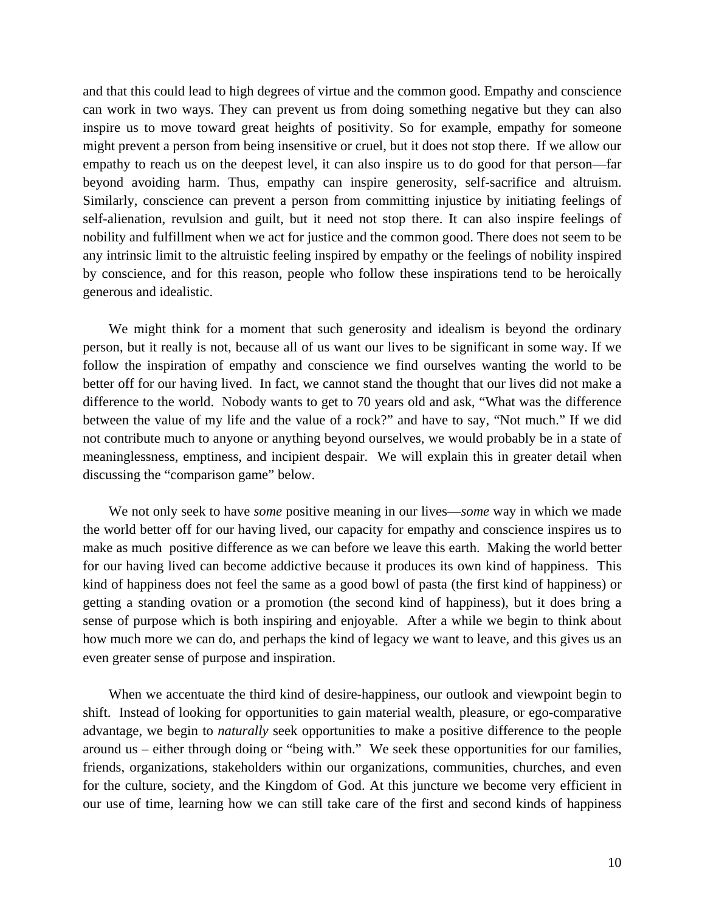and that this could lead to high degrees of virtue and the common good. Empathy and conscience can work in two ways. They can prevent us from doing something negative but they can also inspire us to move toward great heights of positivity. So for example, empathy for someone might prevent a person from being insensitive or cruel, but it does not stop there. If we allow our empathy to reach us on the deepest level, it can also inspire us to do good for that person—far beyond avoiding harm. Thus, empathy can inspire generosity, self-sacrifice and altruism. Similarly, conscience can prevent a person from committing injustice by initiating feelings of self-alienation, revulsion and guilt, but it need not stop there. It can also inspire feelings of nobility and fulfillment when we act for justice and the common good. There does not seem to be any intrinsic limit to the altruistic feeling inspired by empathy or the feelings of nobility inspired by conscience, and for this reason, people who follow these inspirations tend to be heroically generous and idealistic.

We might think for a moment that such generosity and idealism is beyond the ordinary person, but it really is not, because all of us want our lives to be significant in some way. If we follow the inspiration of empathy and conscience we find ourselves wanting the world to be better off for our having lived. In fact, we cannot stand the thought that our lives did not make a difference to the world. Nobody wants to get to 70 years old and ask, "What was the difference between the value of my life and the value of a rock?" and have to say, "Not much." If we did not contribute much to anyone or anything beyond ourselves, we would probably be in a state of meaninglessness, emptiness, and incipient despair. We will explain this in greater detail when discussing the "comparison game" below.

We not only seek to have *some* positive meaning in our lives—*some* way in which we made the world better off for our having lived, our capacity for empathy and conscience inspires us to make as much positive difference as we can before we leave this earth. Making the world better for our having lived can become addictive because it produces its own kind of happiness. This kind of happiness does not feel the same as a good bowl of pasta (the first kind of happiness) or getting a standing ovation or a promotion (the second kind of happiness), but it does bring a sense of purpose which is both inspiring and enjoyable. After a while we begin to think about how much more we can do, and perhaps the kind of legacy we want to leave, and this gives us an even greater sense of purpose and inspiration.

When we accentuate the third kind of desire-happiness, our outlook and viewpoint begin to shift. Instead of looking for opportunities to gain material wealth, pleasure, or ego-comparative advantage, we begin to *naturally* seek opportunities to make a positive difference to the people around us – either through doing or "being with." We seek these opportunities for our families, friends, organizations, stakeholders within our organizations, communities, churches, and even for the culture, society, and the Kingdom of God. At this juncture we become very efficient in our use of time, learning how we can still take care of the first and second kinds of happiness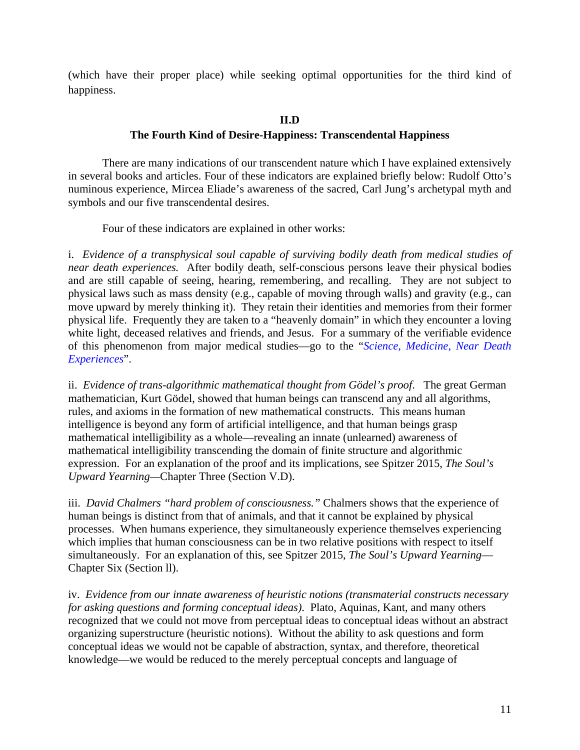(which have their proper place) while seeking optimal opportunities for the third kind of happiness.

### II.D

### The Fourth Kind of Desire-Happiness: Transcendental Happiness

There are many indications of our transcendent nature which I have explained extensively in several books and articles. Four of these indicators are explained briefly below: Rudolf Otto's numinous experience, Mircea Eliade's awareness of the sacred, Carl Jung's archetypal myth and symbols and our five transcendental desires.

Four of these indicators are explained in other works:

i. *Evidence of a transphysical soul capable of surviving bodily death from medical studies of near death experiences.* After bodily death, self-conscious persons leave their physical bodies and are still capable of seeing, hearing, remembering, and recalling. They are not subject to physical laws such as mass density (e.g., capable of moving through walls) and gravity (e.g., can move upward by merely thinking it). They retain their identities and memories from their former physical life. Frequently they are taken to a "heavenly domain" in which they encounter a loving white light, deceased relatives and friends, and Jesus. For a summary of the verifiable evidence of this phenomenon from major medical studies—go to the "*Science, Medicine, Near Death Experiences*".

ii. *Evidence of trans-algorithmic mathematical thought from Gödel's proof.* The great German mathematician, Kurt Gödel, showed that human beings can transcend any and all algorithms, rules, and axioms in the formation of new mathematical constructs. This means human intelligence is beyond any form of artificial intelligence, and that human beings grasp mathematical intelligibility as a whole—revealing an innate (unlearned) awareness of mathematical intelligibility transcending the domain of finite structure and algorithmic expression. For an explanation of the proof and its implications, see Spitzer 2015, *The Soul's Upward Yearning*—Chapter Three (Section V.D).

iii. *David Chalmers "hard problem of consciousness."* Chalmers shows that the experience of human beings is distinct from that of animals, and that it cannot be explained by physical processes. When humans experience, they simultaneously experience themselves experiencing which implies that human consciousness can be in two relative positions with respect to itself simultaneously. For an explanation of this, see Spitzer 2015, *The Soul's Upward Yearning*—Chapter Six (Section ll).

iv. *Evidence from our innate awareness of heuristic notions (transmaterial constructs necessary for asking questions and forming conceptual ideas).* Plato, Aquinas, Kant, and many others recognized that we could not move from perceptual ideas to conceptual ideas without an abstract organizing superstructure (heuristic notions). Without the ability to ask questions and form conceptual ideas we would not be capable of abstraction, syntax, and therefore, theoretical knowledge—we would be reduced to the merely perceptual concepts and language of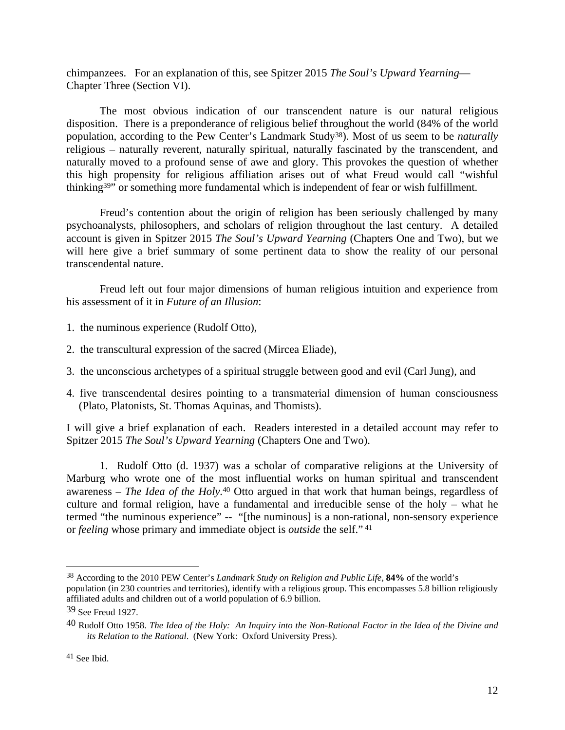chimpanzees. For an explanation of this, see Spitzer 2015 *The Soul's Upward Yearning*—Chapter Three (Section VI).

The most obvious indication of our transcendent nature is our natural religious disposition. There is a preponderance of religious belief throughout the world (84% of the world population, according to the Pew Center's Landmark Study[38]). Most of us seem to be *naturally* religious – naturally reverent, naturally spiritual, naturally fascinated by the transcendent, and naturally moved to a profound sense of awe and glory. This provokes the question of whether this high propensity for religious affiliation arises out of what Freud would call "wishful thinking[39]" or something more fundamental which is independent of fear or wish fulfillment.

Freud's contention about the origin of religion has been seriously challenged by many psychoanalysts, philosophers, and scholars of religion throughout the last century. A detailed account is given in Spitzer 2015 *The Soul's Upward Yearning* (Chapters One and Two), but we will here give a brief summary of some pertinent data to show the reality of our personal transcendental nature.

Freud left out four major dimensions of human religious intuition and experience from his assessment of it in *Future of an Illusion*:

1. the numinous experience (Rudolf Otto),
2. the transcultural expression of the sacred (Mircea Eliade),
3. the unconscious archetypes of a spiritual struggle between good and evil (Carl Jung), and
4. five transcendental desires pointing to a transmaterial dimension of human consciousness (Plato, Platonists, St. Thomas Aquinas, and Thomists).

I will give a brief explanation of each. Readers interested in a detailed account may refer to Spitzer 2015 *The Soul's Upward Yearning* (Chapters One and Two).

1. Rudolf Otto (d. 1937) was a scholar of comparative religions at the University of Marburg who wrote one of the most influential works on human spiritual and transcendent awareness – *The Idea of the Holy*.[40] Otto argued in that work that human beings, regardless of culture and formal religion, have a fundamental and irreducible sense of the holy – what he termed "the numinous experience" -- "[the numinous] is a non-rational, non-sensory experience or *feeling* whose primary and immediate object is *outside* the self." [41]

---

[38] According to the 2010 PEW Center's *Landmark Study on Religion and Public Life*, **84%** of the world's population (in 230 countries and territories), identify with a religious group. This encompasses 5.8 billion religiously affiliated adults and children out of a world population of 6.9 billion.

[39] See Freud 1927.

[40] Rudolf Otto 1958. *The Idea of the Holy: An Inquiry into the Non-Rational Factor in the Idea of the Divine and its Relation to the Rational*. (New York: Oxford University Press).

[41] See Ibid.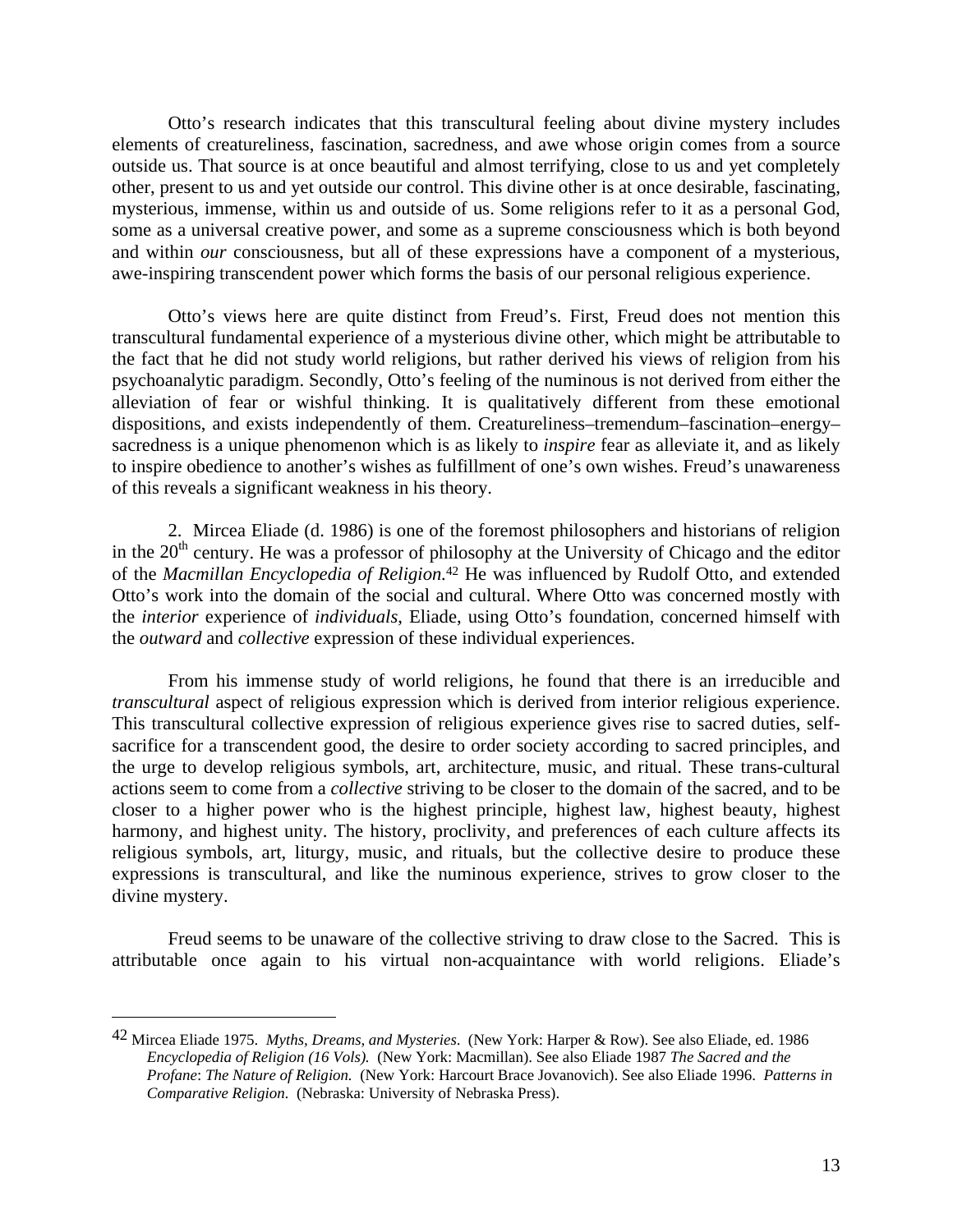Otto's research indicates that this transcultural feeling about divine mystery includes elements of creatureliness, fascination, sacredness, and awe whose origin comes from a source outside us. That source is at once beautiful and almost terrifying, close to us and yet completely other, present to us and yet outside our control. This divine other is at once desirable, fascinating, mysterious, immense, within us and outside of us. Some religions refer to it as a personal God, some as a universal creative power, and some as a supreme consciousness which is both beyond and within *our* consciousness, but all of these expressions have a component of a mysterious, awe-inspiring transcendent power which forms the basis of our personal religious experience.

Otto's views here are quite distinct from Freud's. First, Freud does not mention this transcultural fundamental experience of a mysterious divine other, which might be attributable to the fact that he did not study world religions, but rather derived his views of religion from his psychoanalytic paradigm. Secondly, Otto's feeling of the numinous is not derived from either the alleviation of fear or wishful thinking. It is qualitatively different from these emotional dispositions, and exists independently of them. Creatureliness–tremendum–fascination–energy–sacredness is a unique phenomenon which is as likely to *inspire* fear as alleviate it, and as likely to inspire obedience to another's wishes as fulfillment of one's own wishes. Freud's unawareness of this reveals a significant weakness in his theory.

2. Mircea Eliade (d. 1986) is one of the foremost philosophers and historians of religion in the 20th century. He was a professor of philosophy at the University of Chicago and the editor of the *Macmillan Encyclopedia of Religion*.[42] He was influenced by Rudolf Otto, and extended Otto's work into the domain of the social and cultural. Where Otto was concerned mostly with the *interior* experience of *individuals*, Eliade, using Otto's foundation, concerned himself with the *outward* and *collective* expression of these individual experiences.

From his immense study of world religions, he found that there is an irreducible and *transcultural* aspect of religious expression which is derived from interior religious experience. This transcultural collective expression of religious experience gives rise to sacred duties, self-sacrifice for a transcendent good, the desire to order society according to sacred principles, and the urge to develop religious symbols, art, architecture, music, and ritual. These trans-cultural actions seem to come from a *collective* striving to be closer to the domain of the sacred, and to be closer to a higher power who is the highest principle, highest law, highest beauty, highest harmony, and highest unity. The history, proclivity, and preferences of each culture affects its religious symbols, art, liturgy, music, and rituals, but the collective desire to produce these expressions is transcultural, and like the numinous experience, strives to grow closer to the divine mystery.

Freud seems to be unaware of the collective striving to draw close to the Sacred. This is attributable once again to his virtual non-acquaintance with world religions. Eliade's

---

[42] Mircea Eliade 1975. *Myths, Dreams, and Mysteries*. (New York: Harper & Row). See also Eliade, ed. 1986 *Encyclopedia of Religion (16 Vols).* (New York: Macmillan). See also Eliade 1987 *The Sacred and the Profane*: *The Nature of Religion.* (New York: Harcourt Brace Jovanovich). See also Eliade 1996. *Patterns in Comparative Religion*. (Nebraska: University of Nebraska Press).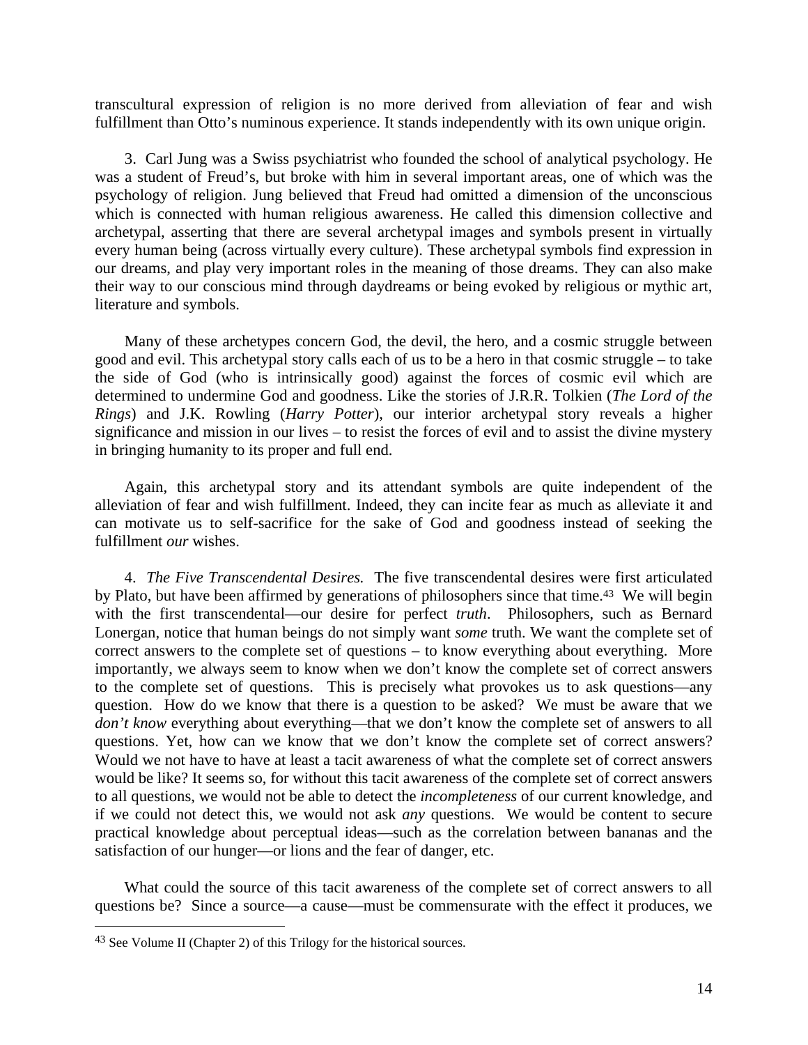transcultural expression of religion is no more derived from alleviation of fear and wish fulfillment than Otto's numinous experience. It stands independently with its own unique origin.

3. Carl Jung was a Swiss psychiatrist who founded the school of analytical psychology. He was a student of Freud's, but broke with him in several important areas, one of which was the psychology of religion. Jung believed that Freud had omitted a dimension of the unconscious which is connected with human religious awareness. He called this dimension collective and archetypal, asserting that there are several archetypal images and symbols present in virtually every human being (across virtually every culture). These archetypal symbols find expression in our dreams, and play very important roles in the meaning of those dreams. They can also make their way to our conscious mind through daydreams or being evoked by religious or mythic art, literature and symbols.

Many of these archetypes concern God, the devil, the hero, and a cosmic struggle between good and evil. This archetypal story calls each of us to be a hero in that cosmic struggle – to take the side of God (who is intrinsically good) against the forces of cosmic evil which are determined to undermine God and goodness. Like the stories of J.R.R. Tolkien (*The Lord of the Rings*) and J.K. Rowling (*Harry Potter*), our interior archetypal story reveals a higher significance and mission in our lives – to resist the forces of evil and to assist the divine mystery in bringing humanity to its proper and full end.

Again, this archetypal story and its attendant symbols are quite independent of the alleviation of fear and wish fulfillment. Indeed, they can incite fear as much as alleviate it and can motivate us to self-sacrifice for the sake of God and goodness instead of seeking the fulfillment *our* wishes.

4. *The Five Transcendental Desires.* The five transcendental desires were first articulated by Plato, but have been affirmed by generations of philosophers since that time.[43] We will begin with the first transcendental—our desire for perfect *truth*. Philosophers, such as Bernard Lonergan, notice that human beings do not simply want *some* truth. We want the complete set of correct answers to the complete set of questions – to know everything about everything. More importantly, we always seem to know when we don't know the complete set of correct answers to the complete set of questions. This is precisely what provokes us to ask questions—any question. How do we know that there is a question to be asked? We must be aware that we *don't know* everything about everything—that we don't know the complete set of answers to all questions. Yet, how can we know that we don't know the complete set of correct answers? Would we not have to have at least a tacit awareness of what the complete set of correct answers would be like? It seems so, for without this tacit awareness of the complete set of correct answers to all questions, we would not be able to detect the *incompleteness* of our current knowledge, and if we could not detect this, we would not ask *any* questions. We would be content to secure practical knowledge about perceptual ideas—such as the correlation between bananas and the satisfaction of our hunger—or lions and the fear of danger, etc.

What could the source of this tacit awareness of the complete set of correct answers to all questions be? Since a source—a cause—must be commensurate with the effect it produces, we

[43] See Volume II (Chapter 2) of this Trilogy for the historical sources.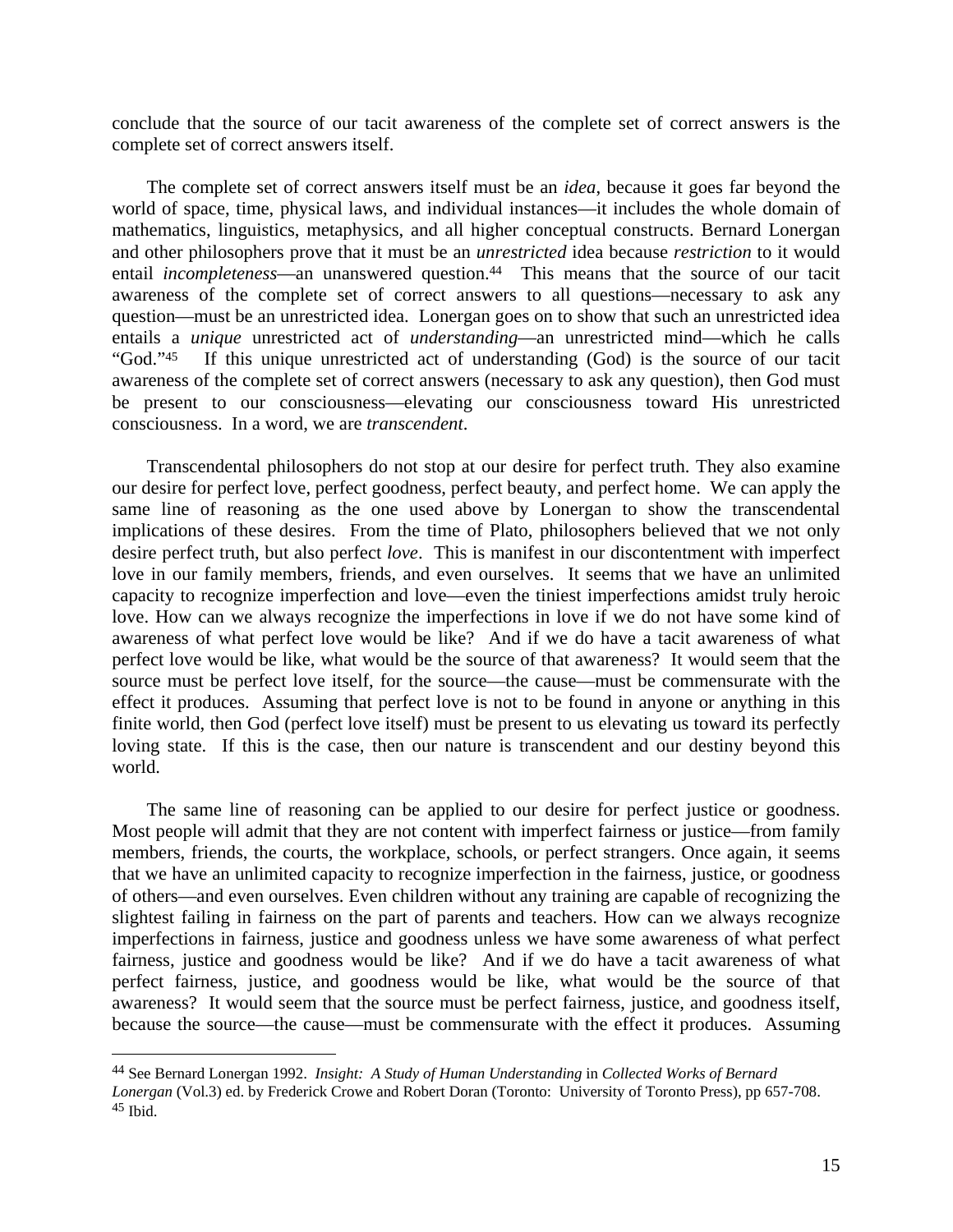conclude that the source of our tacit awareness of the complete set of correct answers is the complete set of correct answers itself.

The complete set of correct answers itself must be an *idea*, because it goes far beyond the world of space, time, physical laws, and individual instances—it includes the whole domain of mathematics, linguistics, metaphysics, and all higher conceptual constructs. Bernard Lonergan and other philosophers prove that it must be an *unrestricted* idea because *restriction* to it would entail *incompleteness*—an unanswered question.[44] This means that the source of our tacit awareness of the complete set of correct answers to all questions—necessary to ask any question—must be an unrestricted idea. Lonergan goes on to show that such an unrestricted idea entails a *unique* unrestricted act of *understanding*—an unrestricted mind—which he calls "God."[45] If this unique unrestricted act of understanding (God) is the source of our tacit awareness of the complete set of correct answers (necessary to ask any question), then God must be present to our consciousness—elevating our consciousness toward His unrestricted consciousness. In a word, we are *transcendent*.

Transcendental philosophers do not stop at our desire for perfect truth. They also examine our desire for perfect love, perfect goodness, perfect beauty, and perfect home. We can apply the same line of reasoning as the one used above by Lonergan to show the transcendental implications of these desires. From the time of Plato, philosophers believed that we not only desire perfect truth, but also perfect *love*. This is manifest in our discontentment with imperfect love in our family members, friends, and even ourselves. It seems that we have an unlimited capacity to recognize imperfection and love—even the tiniest imperfections amidst truly heroic love. How can we always recognize the imperfections in love if we do not have some kind of awareness of what perfect love would be like? And if we do have a tacit awareness of what perfect love would be like, what would be the source of that awareness? It would seem that the source must be perfect love itself, for the source—the cause—must be commensurate with the effect it produces. Assuming that perfect love is not to be found in anyone or anything in this finite world, then God (perfect love itself) must be present to us elevating us toward its perfectly loving state. If this is the case, then our nature is transcendent and our destiny beyond this world.

The same line of reasoning can be applied to our desire for perfect justice or goodness. Most people will admit that they are not content with imperfect fairness or justice—from family members, friends, the courts, the workplace, schools, or perfect strangers. Once again, it seems that we have an unlimited capacity to recognize imperfection in the fairness, justice, or goodness of others—and even ourselves. Even children without any training are capable of recognizing the slightest failing in fairness on the part of parents and teachers. How can we always recognize imperfections in fairness, justice and goodness unless we have some awareness of what perfect fairness, justice and goodness would be like? And if we do have a tacit awareness of what perfect fairness, justice, and goodness would be like, what would be the source of that awareness? It would seem that the source must be perfect fairness, justice, and goodness itself, because the source—the cause—must be commensurate with the effect it produces. Assuming

---

[44] See Bernard Lonergan 1992. *Insight: A Study of Human Understanding* in *Collected Works of Bernard Lonergan* (Vol.3) ed. by Frederick Crowe and Robert Doran (Toronto: University of Toronto Press), pp 657-708.

[45] Ibid.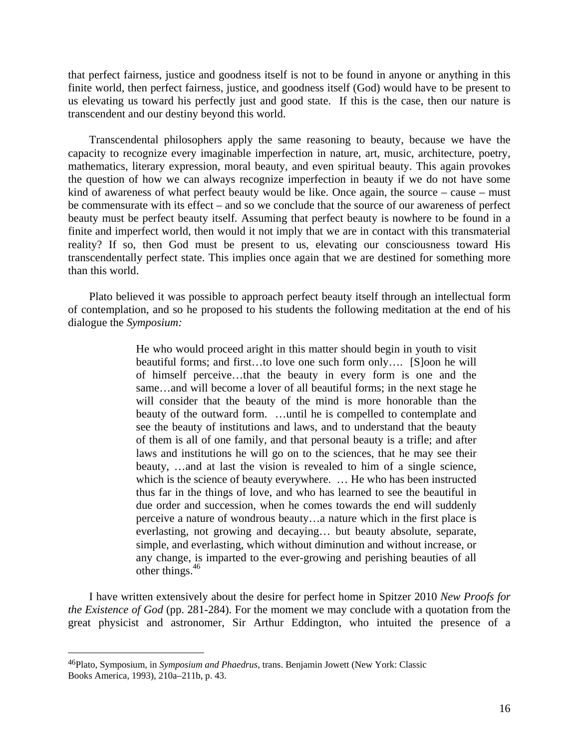that perfect fairness, justice and goodness itself is not to be found in anyone or anything in this finite world, then perfect fairness, justice, and goodness itself (God) would have to be present to us elevating us toward his perfectly just and good state. If this is the case, then our nature is transcendent and our destiny beyond this world.

Transcendental philosophers apply the same reasoning to beauty, because we have the capacity to recognize every imaginable imperfection in nature, art, music, architecture, poetry, mathematics, literary expression, moral beauty, and even spiritual beauty. This again provokes the question of how we can always recognize imperfection in beauty if we do not have some kind of awareness of what perfect beauty would be like. Once again, the source – cause – must be commensurate with its effect – and so we conclude that the source of our awareness of perfect beauty must be perfect beauty itself. Assuming that perfect beauty is nowhere to be found in a finite and imperfect world, then would it not imply that we are in contact with this transmaterial reality? If so, then God must be present to us, elevating our consciousness toward His transcendentally perfect state. This implies once again that we are destined for something more than this world.

Plato believed it was possible to approach perfect beauty itself through an intellectual form of contemplation, and so he proposed to his students the following meditation at the end of his dialogue the *Symposium:*

> He who would proceed aright in this matter should begin in youth to visit beautiful forms; and first…to love one such form only…. [S]oon he will of himself perceive…that the beauty in every form is one and the same…and will become a lover of all beautiful forms; in the next stage he will consider that the beauty of the mind is more honorable than the beauty of the outward form. …until he is compelled to contemplate and see the beauty of institutions and laws, and to understand that the beauty of them is all of one family, and that personal beauty is a trifle; and after laws and institutions he will go on to the sciences, that he may see their beauty, …and at last the vision is revealed to him of a single science, which is the science of beauty everywhere. … He who has been instructed thus far in the things of love, and who has learned to see the beautiful in due order and succession, when he comes towards the end will suddenly perceive a nature of wondrous beauty…a nature which in the first place is everlasting, not growing and decaying… but beauty absolute, separate, simple, and everlasting, which without diminution and without increase, or any change, is imparted to the ever-growing and perishing beauties of all other things.[46]

I have written extensively about the desire for perfect home in Spitzer 2010 *New Proofs for the Existence of God* (pp. 281-284). For the moment we may conclude with a quotation from the great physicist and astronomer, Sir Arthur Eddington, who intuited the presence of a

---

[46] Plato, Symposium, in *Symposium and Phaedrus*, trans. Benjamin Jowett (New York: Classic Books America, 1993), 210a–211b, p. 43.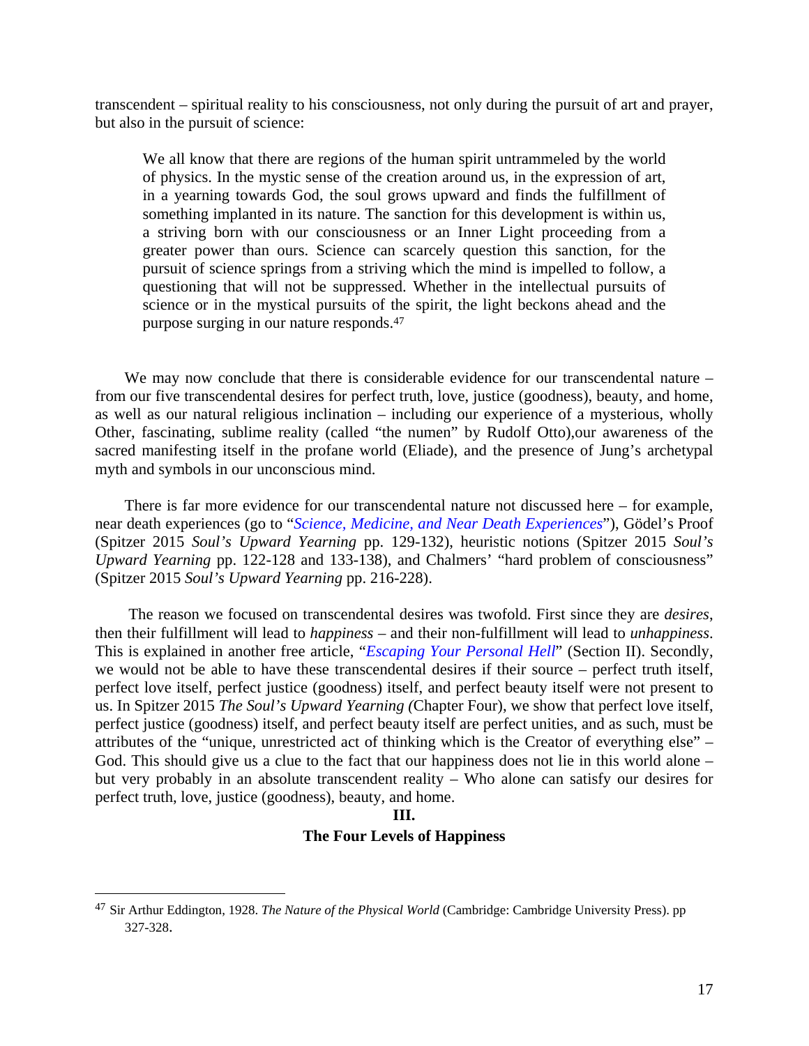transcendent – spiritual reality to his consciousness, not only during the pursuit of art and prayer, but also in the pursuit of science:

> We all know that there are regions of the human spirit untrammeled by the world of physics. In the mystic sense of the creation around us, in the expression of art, in a yearning towards God, the soul grows upward and finds the fulfillment of something implanted in its nature. The sanction for this development is within us, a striving born with our consciousness or an Inner Light proceeding from a greater power than ours. Science can scarcely question this sanction, for the pursuit of science springs from a striving which the mind is impelled to follow, a questioning that will not be suppressed. Whether in the intellectual pursuits of science or in the mystical pursuits of the spirit, the light beckons ahead and the purpose surging in our nature responds.[47]

We may now conclude that there is considerable evidence for our transcendental nature – from our five transcendental desires for perfect truth, love, justice (goodness), beauty, and home, as well as our natural religious inclination – including our experience of a mysterious, wholly Other, fascinating, sublime reality (called "the numen" by Rudolf Otto),our awareness of the sacred manifesting itself in the profane world (Eliade), and the presence of Jung's archetypal myth and symbols in our unconscious mind.

There is far more evidence for our transcendental nature not discussed here – for example, near death experiences (go to "*Science, Medicine, and Near Death Experiences*"), Gödel's Proof (Spitzer 2015 *Soul's Upward Yearning* pp. 129-132), heuristic notions (Spitzer 2015 *Soul's Upward Yearning* pp. 122-128 and 133-138), and Chalmers' "hard problem of consciousness" (Spitzer 2015 *Soul's Upward Yearning* pp. 216-228).

The reason we focused on transcendental desires was twofold. First since they are *desires*, then their fulfillment will lead to *happiness* – and their non-fulfillment will lead to *unhappiness*. This is explained in another free article, "*Escaping Your Personal Hell*" (Section II). Secondly, we would not be able to have these transcendental desires if their source – perfect truth itself, perfect love itself, perfect justice (goodness) itself, and perfect beauty itself were not present to us. In Spitzer 2015 *The Soul's Upward Yearning (*Chapter Four), we show that perfect love itself, perfect justice (goodness) itself, and perfect beauty itself are perfect unities, and as such, must be attributes of the "unique, unrestricted act of thinking which is the Creator of everything else" – God. This should give us a clue to the fact that our happiness does not lie in this world alone – but very probably in an absolute transcendent reality – Who alone can satisfy our desires for perfect truth, love, justice (goodness), beauty, and home.

## III.
## The Four Levels of Happiness

---

[47] Sir Arthur Eddington, 1928. *The Nature of the Physical World* (Cambridge: Cambridge University Press). pp 327-328.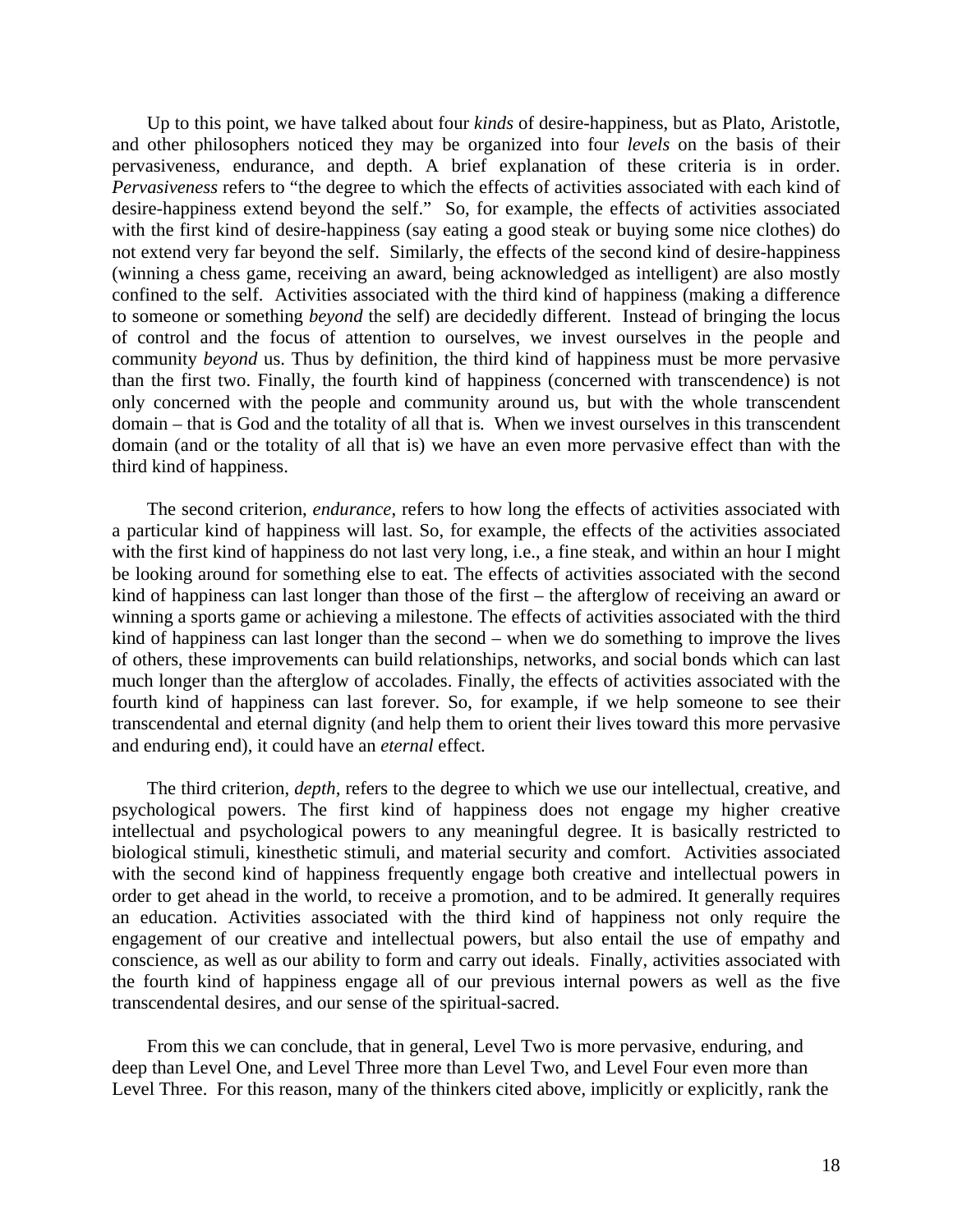Up to this point, we have talked about four *kinds* of desire-happiness, but as Plato, Aristotle, and other philosophers noticed they may be organized into four *levels* on the basis of their pervasiveness, endurance, and depth. A brief explanation of these criteria is in order. *Pervasiveness* refers to "the degree to which the effects of activities associated with each kind of desire-happiness extend beyond the self." So, for example, the effects of activities associated with the first kind of desire-happiness (say eating a good steak or buying some nice clothes) do not extend very far beyond the self. Similarly, the effects of the second kind of desire-happiness (winning a chess game, receiving an award, being acknowledged as intelligent) are also mostly confined to the self. Activities associated with the third kind of happiness (making a difference to someone or something *beyond* the self) are decidedly different. Instead of bringing the locus of control and the focus of attention to ourselves, we invest ourselves in the people and community *beyond* us. Thus by definition, the third kind of happiness must be more pervasive than the first two. Finally, the fourth kind of happiness (concerned with transcendence) is not only concerned with the people and community around us, but with the whole transcendent domain – that is God and the totality of all that is. When we invest ourselves in this transcendent domain (and or the totality of all that is) we have an even more pervasive effect than with the third kind of happiness.

The second criterion, *endurance*, refers to how long the effects of activities associated with a particular kind of happiness will last. So, for example, the effects of the activities associated with the first kind of happiness do not last very long, i.e., a fine steak, and within an hour I might be looking around for something else to eat. The effects of activities associated with the second kind of happiness can last longer than those of the first – the afterglow of receiving an award or winning a sports game or achieving a milestone. The effects of activities associated with the third kind of happiness can last longer than the second – when we do something to improve the lives of others, these improvements can build relationships, networks, and social bonds which can last much longer than the afterglow of accolades. Finally, the effects of activities associated with the fourth kind of happiness can last forever. So, for example, if we help someone to see their transcendental and eternal dignity (and help them to orient their lives toward this more pervasive and enduring end), it could have an *eternal* effect.

The third criterion, *depth*, refers to the degree to which we use our intellectual, creative, and psychological powers. The first kind of happiness does not engage my higher creative intellectual and psychological powers to any meaningful degree. It is basically restricted to biological stimuli, kinesthetic stimuli, and material security and comfort. Activities associated with the second kind of happiness frequently engage both creative and intellectual powers in order to get ahead in the world, to receive a promotion, and to be admired. It generally requires an education. Activities associated with the third kind of happiness not only require the engagement of our creative and intellectual powers, but also entail the use of empathy and conscience, as well as our ability to form and carry out ideals. Finally, activities associated with the fourth kind of happiness engage all of our previous internal powers as well as the five transcendental desires, and our sense of the spiritual-sacred.

From this we can conclude, that in general, Level Two is more pervasive, enduring, and deep than Level One, and Level Three more than Level Two, and Level Four even more than Level Three. For this reason, many of the thinkers cited above, implicitly or explicitly, rank the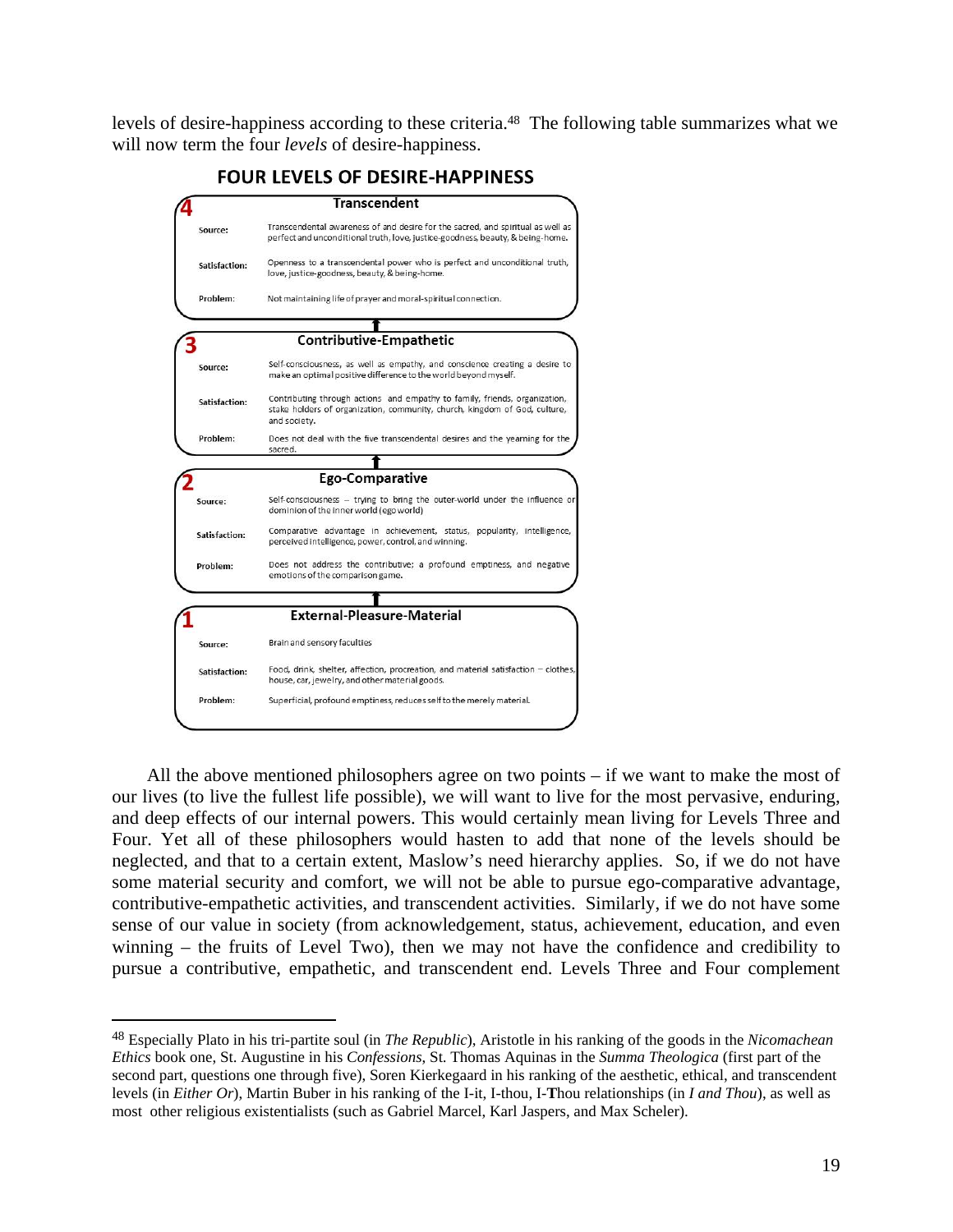levels of desire-happiness according to these criteria.[48] The following table summarizes what we will now term the four *levels* of desire-happiness.

**FOUR LEVELS OF DESIRE-HAPPINESS**

| Level | | |
|---|---|---|
| **4** | **Transcendent** | |
| | Source: | Transcendental awareness of and desire for the sacred, and spiritual as well as perfect and unconditional truth, love, justice-goodness, beauty, & being-home. |
| | Satisfaction: | Openness to a transcendental power who is perfect and unconditional truth, love, justice-goodness, beauty, & being-home. |
| | Problem: | Not maintaining life of prayer and moral-spiritual connection. |
| **3** | **Contributive-Empathetic** | |
| | Source: | Self-consciousness, as well as empathy, and conscience creating a desire to make an optimal positive difference to the world beyond myself. |
| | Satisfaction: | Contributing through actions and empathy to family, friends, organization, stake holders of organization, community, church, kingdom of God, culture, and society. |
| | Problem: | Does not deal with the five transcendental desires and the yearning for the sacred. |
| **2** | **Ego-Comparative** | |
| | Source: | Self-consciousness – trying to bring the outer-world under the influence or dominion of the inner world (ego world) |
| | Satisfaction: | Comparative advantage in achievement, status, popularity, intelligence, perceived intelligence, power, control, and winning. |
| | Problem: | Does not address the contributive; a profound emptiness, and negative emotions of the comparison game. |
| **1** | **External-Pleasure-Material** | |
| | Source: | Brain and sensory faculties |
| | Satisfaction: | Food, drink, shelter, affection, procreation, and material satisfaction – clothes, house, car, jewelry, and other material goods. |
| | Problem: | Superficial, profound emptiness, reduces self to the merely material. |

All the above mentioned philosophers agree on two points – if we want to make the most of our lives (to live the fullest life possible), we will want to live for the most pervasive, enduring, and deep effects of our internal powers. This would certainly mean living for Levels Three and Four. Yet all of these philosophers would hasten to add that none of the levels should be neglected, and that to a certain extent, Maslow's need hierarchy applies. So, if we do not have some material security and comfort, we will not be able to pursue ego-comparative advantage, contributive-empathetic activities, and transcendent activities. Similarly, if we do not have some sense of our value in society (from acknowledgement, status, achievement, education, and even winning – the fruits of Level Two), then we may not have the confidence and credibility to pursue a contributive, empathetic, and transcendent end. Levels Three and Four complement

---

[48] Especially Plato in his tri-partite soul (in *The Republic*), Aristotle in his ranking of the goods in the *Nicomachean Ethics* book one, St. Augustine in his *Confessions*, St. Thomas Aquinas in the *Summa Theologica* (first part of the second part, questions one through five), Soren Kierkegaard in his ranking of the aesthetic, ethical, and transcendent levels (in *Either Or*), Martin Buber in his ranking of the I-it, I-thou, I-**T**hou relationships (in *I and Thou*), as well as most other religious existentialists (such as Gabriel Marcel, Karl Jaspers, and Max Scheler).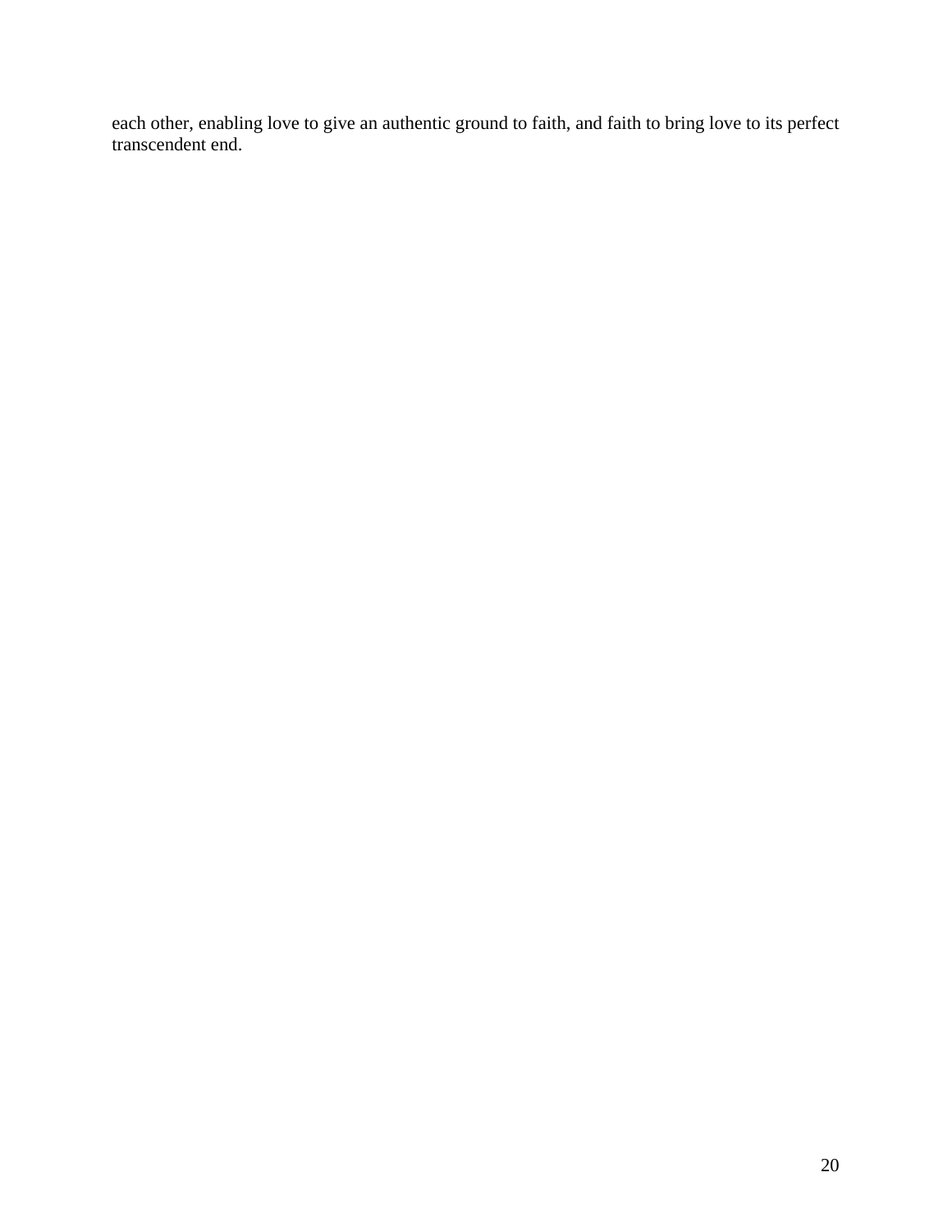each other, enabling love to give an authentic ground to faith, and faith to bring love to its perfect transcendent end.